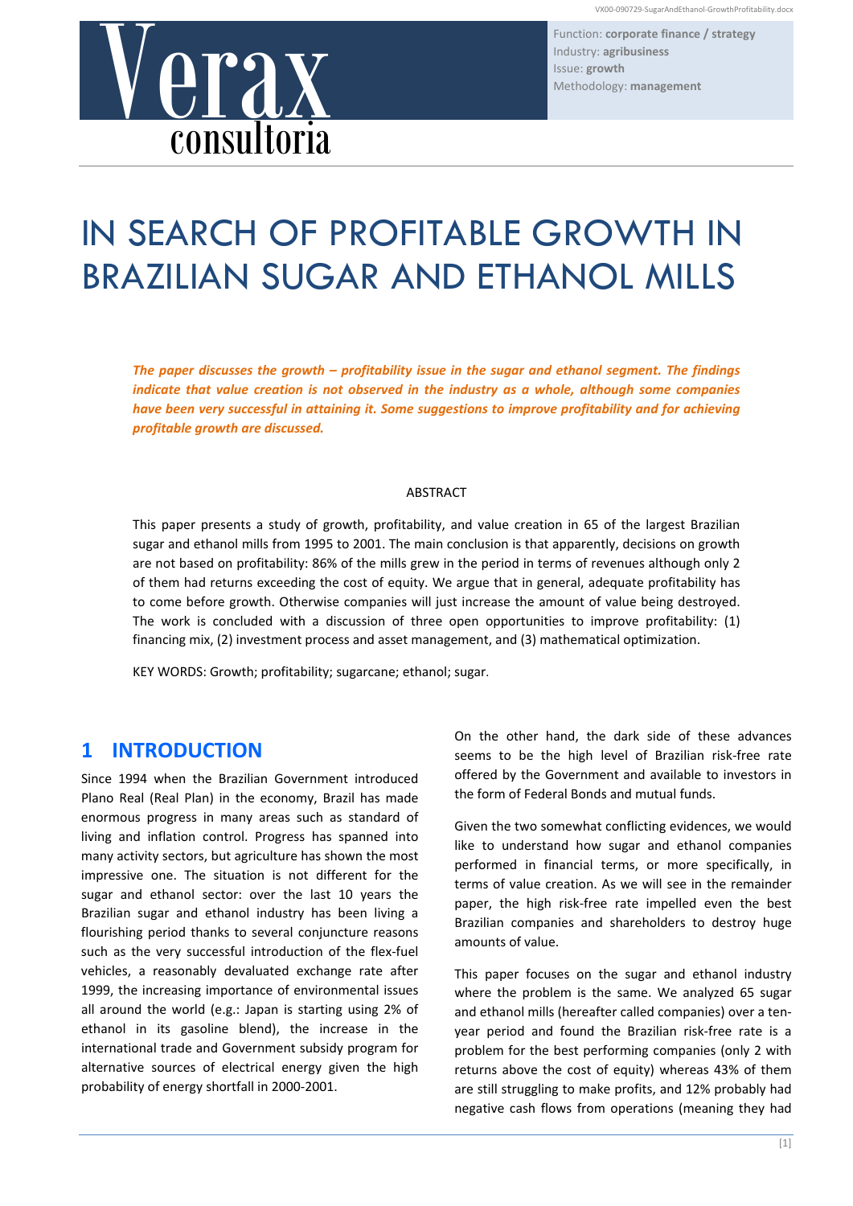Verax consultoria

Function: **corporate finance / strategy**
Industry: **agribusiness**
Issue: **growth**
Methodology: **management**

# IN SEARCH OF PROFITABLE GROWTH IN BRAZILIAN SUGAR AND ETHANOL MILLS

***The paper discusses the growth – profitability issue in the sugar and ethanol segment. The findings indicate that value creation is not observed in the industry as a whole, although some companies have been very successful in attaining it. Some suggestions to improve profitability and for achieving profitable growth are discussed.***

ABSTRACT

This paper presents a study of growth, profitability, and value creation in 65 of the largest Brazilian sugar and ethanol mills from 1995 to 2001. The main conclusion is that apparently, decisions on growth are not based on profitability: 86% of the mills grew in the period in terms of revenues although only 2 of them had returns exceeding the cost of equity. We argue that in general, adequate profitability has to come before growth. Otherwise companies will just increase the amount of value being destroyed. The work is concluded with a discussion of three open opportunities to improve profitability: (1) financing mix, (2) investment process and asset management, and (3) mathematical optimization.

KEY WORDS: Growth; profitability; sugarcane; ethanol; sugar.

## 1 INTRODUCTION

Since 1994 when the Brazilian Government introduced Plano Real (Real Plan) in the economy, Brazil has made enormous progress in many areas such as standard of living and inflation control. Progress has spanned into many activity sectors, but agriculture has shown the most impressive one. The situation is not different for the sugar and ethanol sector: over the last 10 years the Brazilian sugar and ethanol industry has been living a flourishing period thanks to several conjuncture reasons such as the very successful introduction of the flex-fuel vehicles, a reasonably devaluated exchange rate after 1999, the increasing importance of environmental issues all around the world (e.g.: Japan is starting using 2% of ethanol in its gasoline blend), the increase in the international trade and Government subsidy program for alternative sources of electrical energy given the high probability of energy shortfall in 2000-2001.

On the other hand, the dark side of these advances seems to be the high level of Brazilian risk-free rate offered by the Government and available to investors in the form of Federal Bonds and mutual funds.

Given the two somewhat conflicting evidences, we would like to understand how sugar and ethanol companies performed in financial terms, or more specifically, in terms of value creation. As we will see in the remainder paper, the high risk-free rate impelled even the best Brazilian companies and shareholders to destroy huge amounts of value.

This paper focuses on the sugar and ethanol industry where the problem is the same. We analyzed 65 sugar and ethanol mills (hereafter called companies) over a ten-year period and found the Brazilian risk-free rate is a problem for the best performing companies (only 2 with returns above the cost of equity) whereas 43% of them are still struggling to make profits, and 12% probably had negative cash flows from operations (meaning they had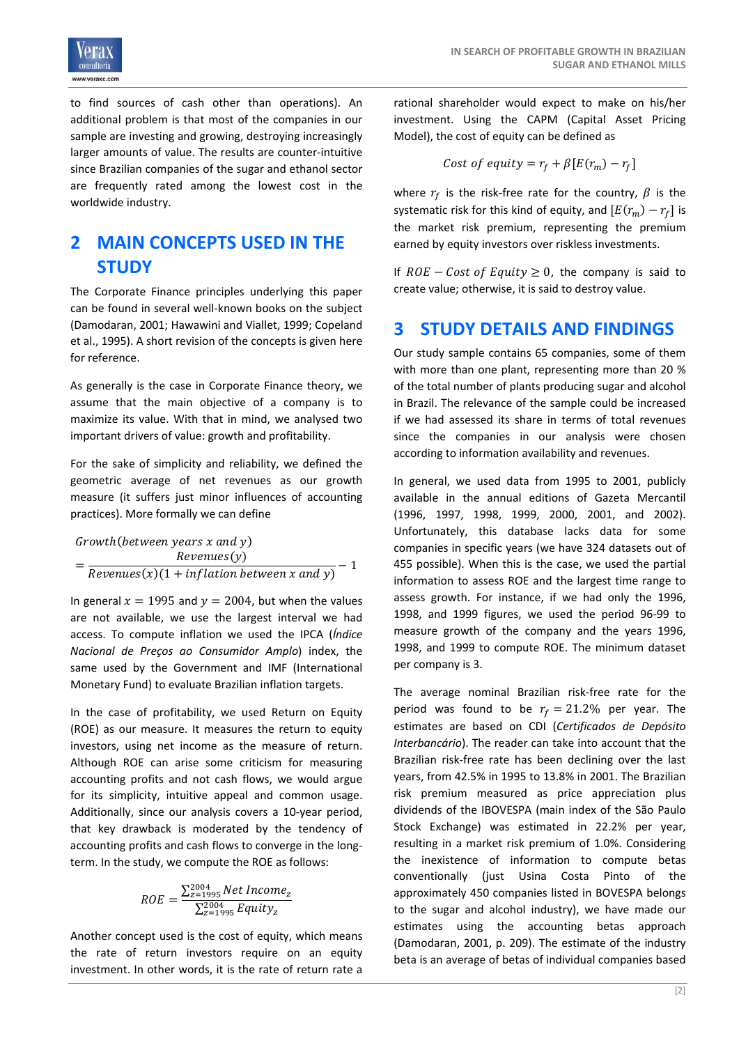to find sources of cash other than operations). An additional problem is that most of the companies in our sample are investing and growing, destroying increasingly larger amounts of value. The results are counter-intuitive since Brazilian companies of the sugar and ethanol sector are frequently rated among the lowest cost in the worldwide industry.

# 2 MAIN CONCEPTS USED IN THE STUDY

The Corporate Finance principles underlying this paper can be found in several well-known books on the subject (Damodaran, 2001; Hawawini and Viallet, 1999; Copeland et al., 1995). A short revision of the concepts is given here for reference.

As generally is the case in Corporate Finance theory, we assume that the main objective of a company is to maximize its value. With that in mind, we analysed two important drivers of value: growth and profitability.

For the sake of simplicity and reliability, we defined the geometric average of net revenues as our growth measure (it suffers just minor influences of accounting practices). More formally we can define

$$Growth(between\ years\ x\ and\ y) = \frac{Revenues(y)}{Revenues(x)(1 + inflation\ between\ x\ and\ y)} - 1$$

In general $x = 1995$ and $y = 2004$, but when the values are not available, we use the largest interval we had access. To compute inflation we used the IPCA (*Índice Nacional de Preços ao Consumidor Amplo*) index, the same used by the Government and IMF (International Monetary Fund) to evaluate Brazilian inflation targets.

In the case of profitability, we used Return on Equity (ROE) as our measure. It measures the return to equity investors, using net income as the measure of return. Although ROE can arise some criticism for measuring accounting profits and not cash flows, we would argue for its simplicity, intuitive appeal and common usage. Additionally, since our analysis covers a 10-year period, that key drawback is moderated by the tendency of accounting profits and cash flows to converge in the long-term. In the study, we compute the ROE as follows:

$$ROE = \frac{\sum_{z=1995}^{2004} Net\ Income_z}{\sum_{z=1995}^{2004} Equity_z}$$

Another concept used is the cost of equity, which means the rate of return investors require on an equity investment. In other words, it is the rate of return rate a rational shareholder would expect to make on his/her investment. Using the CAPM (Capital Asset Pricing Model), the cost of equity can be defined as

$$Cost\ of\ equity = r_f + \beta[E(r_m) - r_f]$$

where $r_f$ is the risk-free rate for the country, $\beta$ is the systematic risk for this kind of equity, and $[E(r_m) - r_f]$ is the market risk premium, representing the premium earned by equity investors over riskless investments.

If $ROE - Cost\ of\ Equity \geq 0$, the company is said to create value; otherwise, it is said to destroy value.

# 3 STUDY DETAILS AND FINDINGS

Our study sample contains 65 companies, some of them with more than one plant, representing more than 20 % of the total number of plants producing sugar and alcohol in Brazil. The relevance of the sample could be increased if we had assessed its share in terms of total revenues since the companies in our analysis were chosen according to information availability and revenues.

In general, we used data from 1995 to 2001, publicly available in the annual editions of Gazeta Mercantil (1996, 1997, 1998, 1999, 2000, 2001, and 2002). Unfortunately, this database lacks data for some companies in specific years (we have 324 datasets out of 455 possible). When this is the case, we used the partial information to assess ROE and the largest time range to assess growth. For instance, if we had only the 1996, 1998, and 1999 figures, we used the period 96-99 to measure growth of the company and the years 1996, 1998, and 1999 to compute ROE. The minimum dataset per company is 3.

The average nominal Brazilian risk-free rate for the period was found to be $r_f = 21.2\%$ per year. The estimates are based on CDI (*Certificados de Depósito Interbancário*). The reader can take into account that the Brazilian risk-free rate has been declining over the last years, from 42.5% in 1995 to 13.8% in 2001. The Brazilian risk premium measured as price appreciation plus dividends of the IBOVESPA (main index of the São Paulo Stock Exchange) was estimated in 22.2% per year, resulting in a market risk premium of 1.0%. Considering the inexistence of information to compute betas conventionally (just Usina Costa Pinto of the approximately 450 companies listed in BOVESPA belongs to the sugar and alcohol industry), we have made our estimates using the accounting betas approach (Damodaran, 2001, p. 209). The estimate of the industry beta is an average of betas of individual companies based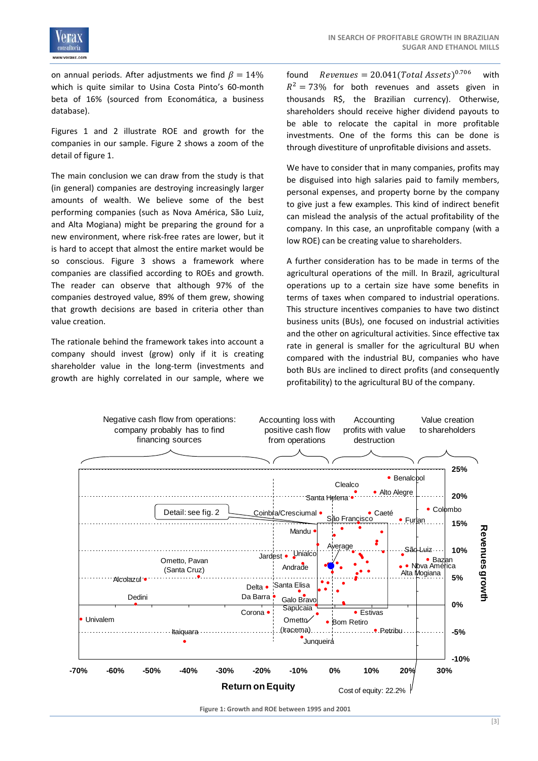on annual periods. After adjustments we find $\beta = 14\%$ which is quite similar to Usina Costa Pinto's 60-month beta of 16% (sourced from Economática, a business database).

Figures 1 and 2 illustrate ROE and growth for the companies in our sample. Figure 2 shows a zoom of the detail of figure 1.

The main conclusion we can draw from the study is that (in general) companies are destroying increasingly larger amounts of wealth. We believe some of the best performing companies (such as Nova América, São Luiz, and Alta Mogiana) might be preparing the ground for a new environment, where risk-free rates are lower, but it is hard to accept that almost the entire market would be so conscious. Figure 3 shows a framework where companies are classified according to ROEs and growth. The reader can observe that although 97% of the companies destroyed value, 89% of them grew, showing that growth decisions are based in criteria other than value creation.

The rationale behind the framework takes into account a company should invest (grow) only if it is creating shareholder value in the long-term (investments and growth are highly correlated in our sample, where we found $Revenues = 20.041(Total\ Assets)^{0.706}$ with $R^2 = 73\%$ for both revenues and assets given in thousands R$, the Brazilian currency). Otherwise, shareholders should receive higher dividend payouts to be able to relocate the capital in more profitable investments. One of the forms this can be done is through divestiture of unprofitable divisions and assets.

We have to consider that in many companies, profits may be disguised into high salaries paid to family members, personal expenses, and property borne by the company to give just a few examples. This kind of indirect benefit can mislead the analysis of the actual profitability of the company. In this case, an unprofitable company (with a low ROE) can be creating value to shareholders.

A further consideration has to be made in terms of the agricultural operations of the mill. In Brazil, agricultural operations up to a certain size have some benefits in terms of taxes when compared to industrial operations. This structure incentives companies to have two distinct business units (BUs), one focused on industrial activities and the other on agricultural activities. Since effective tax rate in general is smaller for the agricultural BU when compared with the industrial BU, companies who have both BUs are inclined to direct profits (and consequently profitability) to the agricultural BU of the company.

**Figure 1: Growth and ROE between 1995 and 2001**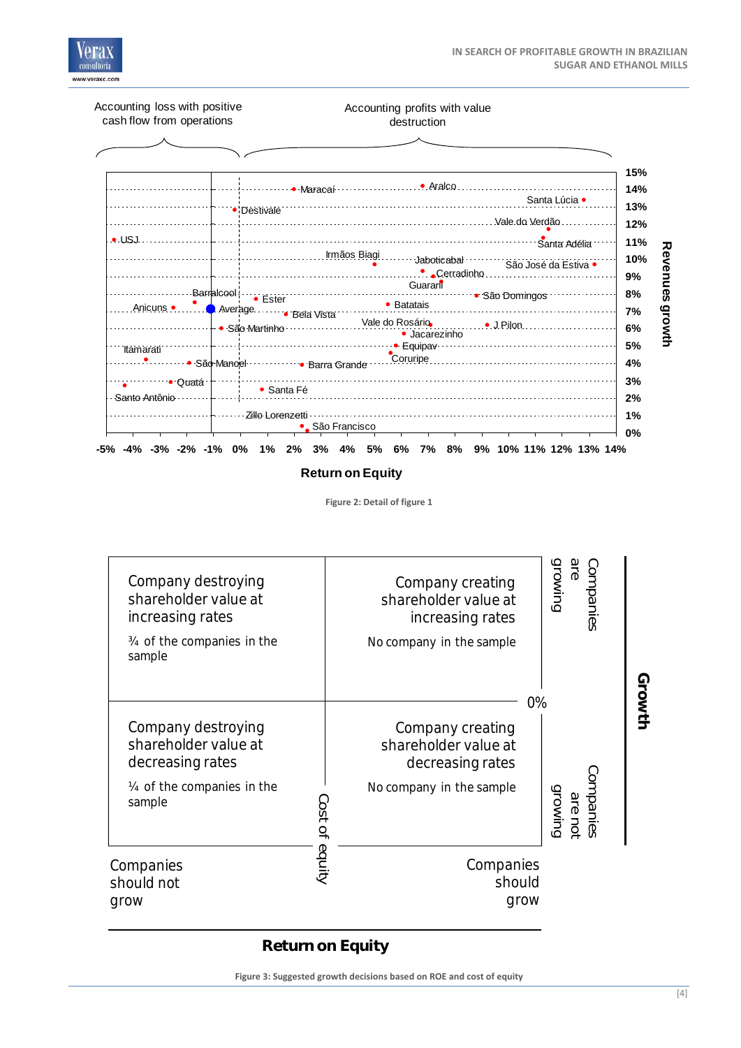Accounting loss with positive cash flow from operations

Accounting profits with value destruction

Revenues growth

Return on Equity

Figure 2: Detail of figure 1

| Company destroying shareholder value at increasing rates<br><br>¾ of the companies in the sample | Company creating shareholder value at increasing rates<br><br>No company in the sample | Companies are growing |
|---|---|---|
| Company destroying shareholder value at decreasing rates<br><br>¼ of the companies in the sample | Company creating shareholder value at decreasing rates<br><br>No company in the sample | Companies are not growing |
| Companies should not grow | Companies should grow | |

Cost of equity

0%

Growth

Return on Equity

Figure 3: Suggested growth decisions based on ROE and cost of equity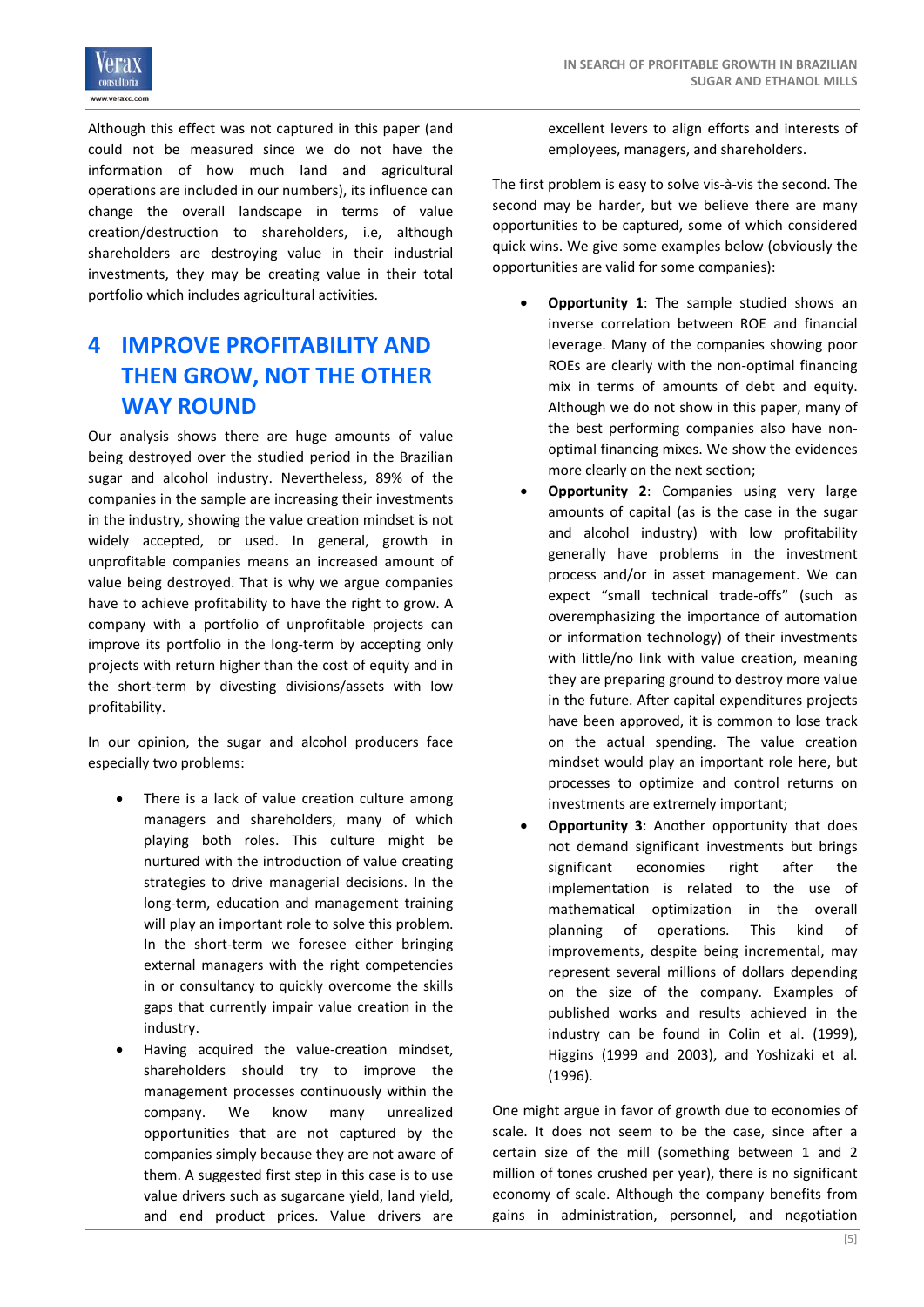Although this effect was not captured in this paper (and could not be measured since we do not have the information of how much land and agricultural operations are included in our numbers), its influence can change the overall landscape in terms of value creation/destruction to shareholders, i.e, although shareholders are destroying value in their industrial investments, they may be creating value in their total portfolio which includes agricultural activities.

# 4 IMPROVE PROFITABILITY AND THEN GROW, NOT THE OTHER WAY ROUND

Our analysis shows there are huge amounts of value being destroyed over the studied period in the Brazilian sugar and alcohol industry. Nevertheless, 89% of the companies in the sample are increasing their investments in the industry, showing the value creation mindset is not widely accepted, or used. In general, growth in unprofitable companies means an increased amount of value being destroyed. That is why we argue companies have to achieve profitability to have the right to grow. A company with a portfolio of unprofitable projects can improve its portfolio in the long-term by accepting only projects with return higher than the cost of equity and in the short-term by divesting divisions/assets with low profitability.

In our opinion, the sugar and alcohol producers face especially two problems:

- There is a lack of value creation culture among managers and shareholders, many of which playing both roles. This culture might be nurtured with the introduction of value creating strategies to drive managerial decisions. In the long-term, education and management training will play an important role to solve this problem. In the short-term we foresee either bringing external managers with the right competencies in or consultancy to quickly overcome the skills gaps that currently impair value creation in the industry.
- Having acquired the value-creation mindset, shareholders should try to improve the management processes continuously within the company. We know many unrealized opportunities that are not captured by the companies simply because they are not aware of them. A suggested first step in this case is to use value drivers such as sugarcane yield, land yield, and end product prices. Value drivers are excellent levers to align efforts and interests of employees, managers, and shareholders.

The first problem is easy to solve vis-à-vis the second. The second may be harder, but we believe there are many opportunities to be captured, some of which considered quick wins. We give some examples below (obviously the opportunities are valid for some companies):

- **Opportunity 1**: The sample studied shows an inverse correlation between ROE and financial leverage. Many of the companies showing poor ROEs are clearly with the non-optimal financing mix in terms of amounts of debt and equity. Although we do not show in this paper, many of the best performing companies also have non-optimal financing mixes. We show the evidences more clearly on the next section;
- **Opportunity 2**: Companies using very large amounts of capital (as is the case in the sugar and alcohol industry) with low profitability generally have problems in the investment process and/or in asset management. We can expect "small technical trade-offs" (such as overemphasizing the importance of automation or information technology) of their investments with little/no link with value creation, meaning they are preparing ground to destroy more value in the future. After capital expenditures projects have been approved, it is common to lose track on the actual spending. The value creation mindset would play an important role here, but processes to optimize and control returns on investments are extremely important;
- **Opportunity 3**: Another opportunity that does not demand significant investments but brings significant economies right after the implementation is related to the use of mathematical optimization in the overall planning of operations. This kind of improvements, despite being incremental, may represent several millions of dollars depending on the size of the company. Examples of published works and results achieved in the industry can be found in Colin et al. (1999), Higgins (1999 and 2003), and Yoshizaki et al. (1996).

One might argue in favor of growth due to economies of scale. It does not seem to be the case, since after a certain size of the mill (something between 1 and 2 million of tones crushed per year), there is no significant economy of scale. Although the company benefits from gains in administration, personnel, and negotiation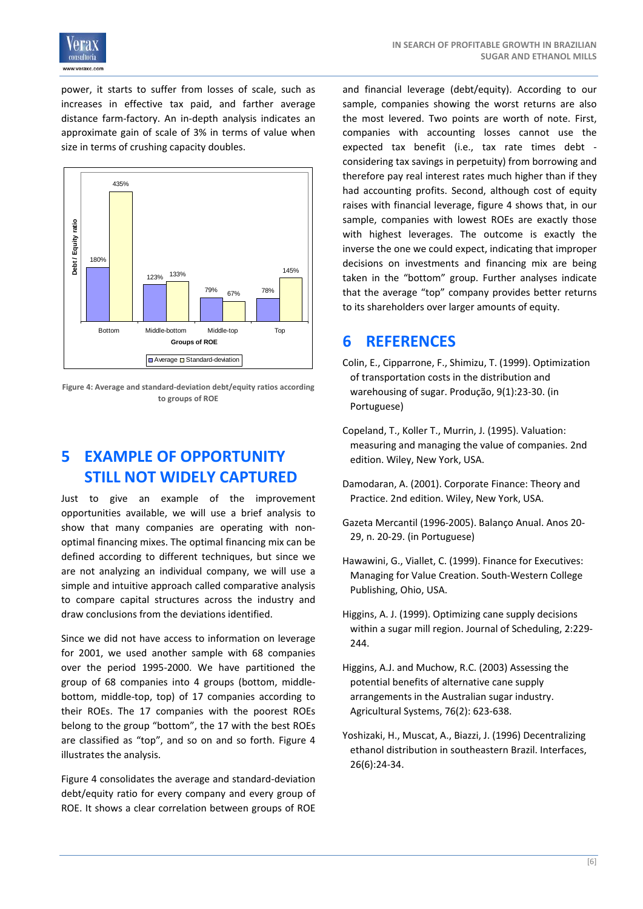power, it starts to suffer from losses of scale, such as increases in effective tax paid, and farther average distance farm-factory. An in-depth analysis indicates an approximate gain of scale of 3% in terms of value when size in terms of crushing capacity doubles.

Figure 4: Average and standard-deviation debt/equity ratios according to groups of ROE

# 5 EXAMPLE OF OPPORTUNITY STILL NOT WIDELY CAPTURED

Just to give an example of the improvement opportunities available, we will use a brief analysis to show that many companies are operating with non-optimal financing mixes. The optimal financing mix can be defined according to different techniques, but since we are not analyzing an individual company, we will use a simple and intuitive approach called comparative analysis to compare capital structures across the industry and draw conclusions from the deviations identified.

Since we did not have access to information on leverage for 2001, we used another sample with 68 companies over the period 1995-2000. We have partitioned the group of 68 companies into 4 groups (bottom, middle-bottom, middle-top, top) of 17 companies according to their ROEs. The 17 companies with the poorest ROEs belong to the group "bottom", the 17 with the best ROEs are classified as "top", and so on and so forth. Figure 4 illustrates the analysis.

Figure 4 consolidates the average and standard-deviation debt/equity ratio for every company and every group of ROE. It shows a clear correlation between groups of ROE and financial leverage (debt/equity). According to our sample, companies showing the worst returns are also the most levered. Two points are worth of note. First, companies with accounting losses cannot use the expected tax benefit (i.e., tax rate times debt - considering tax savings in perpetuity) from borrowing and therefore pay real interest rates much higher than if they had accounting profits. Second, although cost of equity raises with financial leverage, figure 4 shows that, in our sample, companies with lowest ROEs are exactly those with highest leverages. The outcome is exactly the inverse the one we could expect, indicating that improper decisions on investments and financing mix are being taken in the "bottom" group. Further analyses indicate that the average "top" company provides better returns to its shareholders over larger amounts of equity.

# 6 REFERENCES

Colin, E., Cipparrone, F., Shimizu, T. (1999). Optimization of transportation costs in the distribution and warehousing of sugar. Produção, 9(1):23-30. (in Portuguese)

Copeland, T., Koller T., Murrin, J. (1995). Valuation: measuring and managing the value of companies. 2nd edition. Wiley, New York, USA.

Damodaran, A. (2001). Corporate Finance: Theory and Practice. 2nd edition. Wiley, New York, USA.

Gazeta Mercantil (1996-2005). Balanço Anual. Anos 20-29, n. 20-29. (in Portuguese)

Hawawini, G., Viallet, C. (1999). Finance for Executives: Managing for Value Creation. South-Western College Publishing, Ohio, USA.

Higgins, A. J. (1999). Optimizing cane supply decisions within a sugar mill region. Journal of Scheduling, 2:229-244.

Higgins, A.J. and Muchow, R.C. (2003) Assessing the potential benefits of alternative cane supply arrangements in the Australian sugar industry. Agricultural Systems, 76(2): 623-638.

Yoshizaki, H., Muscat, A., Biazzi, J. (1996) Decentralizing ethanol distribution in southeastern Brazil. Interfaces, 26(6):24-34.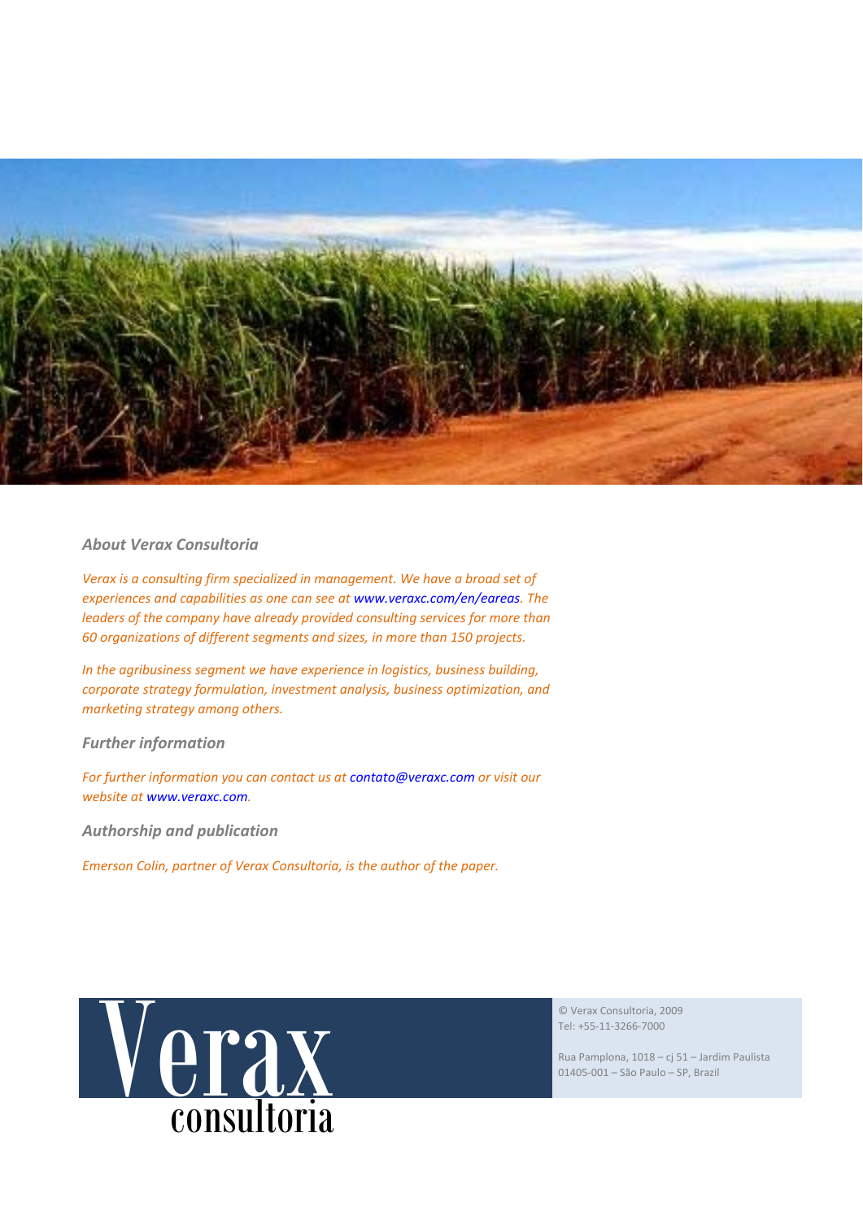### *About Verax Consultoria*

*Verax is a consulting firm specialized in management. We have a broad set of experiences and capabilities as one can see at www.veraxc.com/en/eareas. The leaders of the company have already provided consulting services for more than 60 organizations of different segments and sizes, in more than 150 projects.*

*In the agribusiness segment we have experience in logistics, business building, corporate strategy formulation, investment analysis, business optimization, and marketing strategy among others.*

### *Further information*

*For further information you can contact us at contato@veraxc.com or visit our website at www.veraxc.com.*

### *Authorship and publication*

*Emerson Colin, partner of Verax Consultoria, is the author of the paper.*

Verax
consultoria

© Verax Consultoria, 2009
Tel: +55-11-3266-7000

Rua Pamplona, 1018 – cj 51 – Jardim Paulista
01405-001 – São Paulo – SP, Brazil